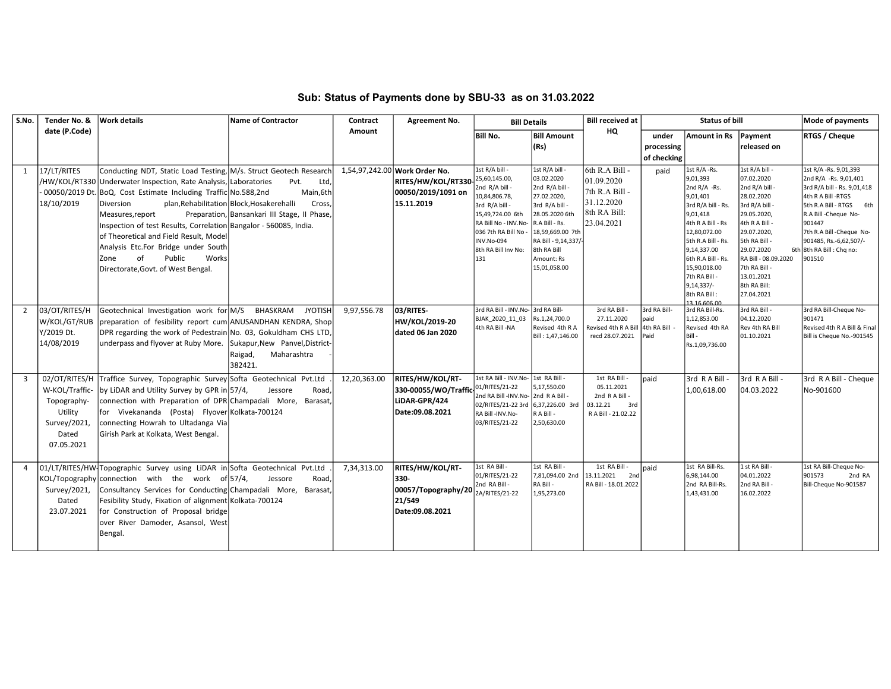## Sub: Status of Payments done by SBU-33 as on 31.03.2022

| S.No. | Tender No. & date (P.Code) | Work details | Name of Contractor | Contract Amount | Agreement No. | Bill Details | | Bill received at HQ | Status of bill | | | Mode of payments |
|---|---|---|---|---|---|---|---|---|---|---|---|---|
| | | | | | | Bill No. | Bill Amount (Rs) | | under processing of checking | Amount in Rs | Payment released on | RTGS / Cheque |
| 1 | 17/LT/RITES /HW/KOL/RT330 - 00050/2019 Dt. 18/10/2019 | Conducting NDT, Static Load Testing, Underwater Inspection, Rate Analysis, BoQ, Cost Estimate Including Traffic Diversion plan,Rehabilitation Measures,report Preparation, Inspection of test Results, Correlation of Theoretical and Field Result, Model Analysis Etc.For Bridge under South Zone of Public Works Directorate,Govt. of West Bengal. | M/s. Struct Geotech Research Laboratories Pvt. Ltd, No.588,2nd Main,6th Block,Hosakerehalli Cross, Bansankari III Stage, II Phase, Bangalor - 560085, India. | 1,54,97,242.00 | Work Order No. RITES/HW/KOL/RT330-00050/2019/1091 on 15.11.2019 | 1st R/A bill - 25,60,145.00, 2nd R/A bill - 10,84,806.78, 3rd R/A bill - 15,49,724.00 6th RA Bill No - INV.No-036 7th RA Bill No - INV.No-094 8th RA Bill Inv No: 131 | 1st R/A bill - 03.02.2020 2nd R/A bill - 27.02.2020, 3rd R/A bill - 28.05.2020 6th R.A Bill - Rs. 18,59,669.00 7th RA Bill - 9,14,337/- 8th RA Bill Amount: Rs 15,01,058.00 | 6th R.A Bill - 01.09.2020 7th R.A Bill - 31.12.2020 8th RA Bill: 23.04.2021 | paid | 1st R/A -Rs. 9,01,393 2nd R/A -Rs. 9,01,401 3rd R/A bill - Rs. 9,01,418 4th R A Bill - Rs 12,80,072.00 5th R.A Bill - Rs. 9,14,337.00 6th R.A Bill - Rs. 15,90,018.00 7th RA Bill - 9,14,337/- 8th RA Bill : 13,16,606.00 | 1st R/A bill - 07.02.2020 2nd R/A bill - 28.02.2020 3rd R/A bill - 29.05.2020, 4th R A Bill - 29.07.2020, 5th RA Bill - 29.07.2020 6th RA Bill - 08.09.2020 7th RA Bill - 13.01.2021 8th RA Bill: 27.04.2021 | 1st R/A -Rs. 9,01,393 2nd R/A -Rs. 9,01,401 3rd R/A bill - Rs. 9,01,418 4th R A Bill -RTGS 5th R.A Bill - RTGS 6th R.A Bill -Cheque No- 901447 7th R.A Bill -Cheque No- 901485, Rs.-6,62,507/- 8th RA Bill : Chq no: 901510 |
| 2 | 03/OT/RITES/HW/KOL/GT/RUBY/2019 Dt. 14/08/2019 | Geotechnical Investigation work for preparation of fesibility report cum DPR regarding the work of Pedestrain underpass and flyover at Ruby More. | M/S BHASKRAM JYOTISH ANUSANDHAN KENDRA, Shop No. 03, Gokuldham CHS LTD, Sukapur,New Panvel,District-Raigad, Maharashtra - 382421. | 9,97,556.78 | 03/RITES-HW/KOL/2019-20 dated 06 Jan 2020 | 3rd RA Bill - INV.No-BJAK_2020_11_03 4th RA Bill -NA | 3rd RA Bill-Rs.1,24,700.0 Revised 4th R A Bill : 1,47,146.00 | 3rd RA Bill - 27.11.2020 Revised 4th R A Bill recd 28.07.2021 | 3rd RA Bill-paid 4th RA Bill - Paid | 3rd RA Bill-Rs. 1,12,853.00 Revised 4th RA Bill - Rs.1,09,736.00 | 3rd RA Bill - 04.12.2020 Rev 4th RA Bill 01.10.2021 | 3rd RA Bill-Cheque No-901471 Revised 4th R A Bill & Final Bill is Cheque No.-901545 |
| 3 | 02/OT/RITES/HW-KOL/Traffic-Topography-Utility Survey/2021, Dated 07.05.2021 | Traffice Survey, Topographic Survey by LiDAR and Utility Survey by GPR in connection with Preparation of DPR for Vivekananda (Posta) Flyover connecting Howrah to Ultadanga Via Girish Park at Kolkata, West Bengal. | Softa Geotechnical Pvt.Ltd . 57/4, Jessore Road, Champadali More, Barasat, Kolkata-700124 | 12,20,363.00 | RITES/HW/KOL/RT-330-00055/WO/Traffic-LiDAR-GPR/424 Date:09.08.2021 | 1st RA Bill - INV.No-01/RITES/21-22 2nd RA Bill -INV.No-02/RITES/21-22 3rd RA Bill -INV.No-03/RITES/21-22 | 1st RA Bill - 5,17,550.00 2nd R A Bill - 6,37,226.00 3rd R A Bill - 2,50,630.00 | 1st RA Bill - 05.11.2021 2nd R A Bill - 03.12.21 3rd R A Bill - 21.02.22 | paid | 3rd R A Bill - 1,00,618.00 | 3rd R A Bill - 04.03.2022 | 3rd R A Bill - Cheque No-901600 |
| 4 | 01/LT/RITES/HW-KOL/Topography Survey/2021, Dated 23.07.2021 | Topographic Survey using LiDAR in connection with the work of Consultancy Services for Conducting Fesibility Study, Fixation of alignment for Construction of Proposal bridge over River Damoder, Asansol, West Bengal. | Softa Geotechnical Pvt.Ltd . 57/4, Jessore Road, Champadali More, Barasat, Kolkata-700124 | 7,34,313.00 | RITES/HW/KOL/RT-330-00057/Topography/2021/549 Date:09.08.2021 | 1st RA Bill - 01/RITES/21-22 2nd RA Bill - 2A/RITES/21-22 | 1st RA Bill - 7,81,094.00 2nd RA Bill - 1,95,273.00 | 1st RA Bill - 13.11.2021 2nd RA Bill - 18.01.2022 | paid | 1st RA Bill-Rs. 6,98,144.00 2nd RA Bill-Rs. 1,43,431.00 | 1 st RA Bill - 04.01.2022 2nd RA Bill - 16.02.2022 | 1st RA Bill-Cheque No-901573 2nd RA Bill-Cheque No-901587 |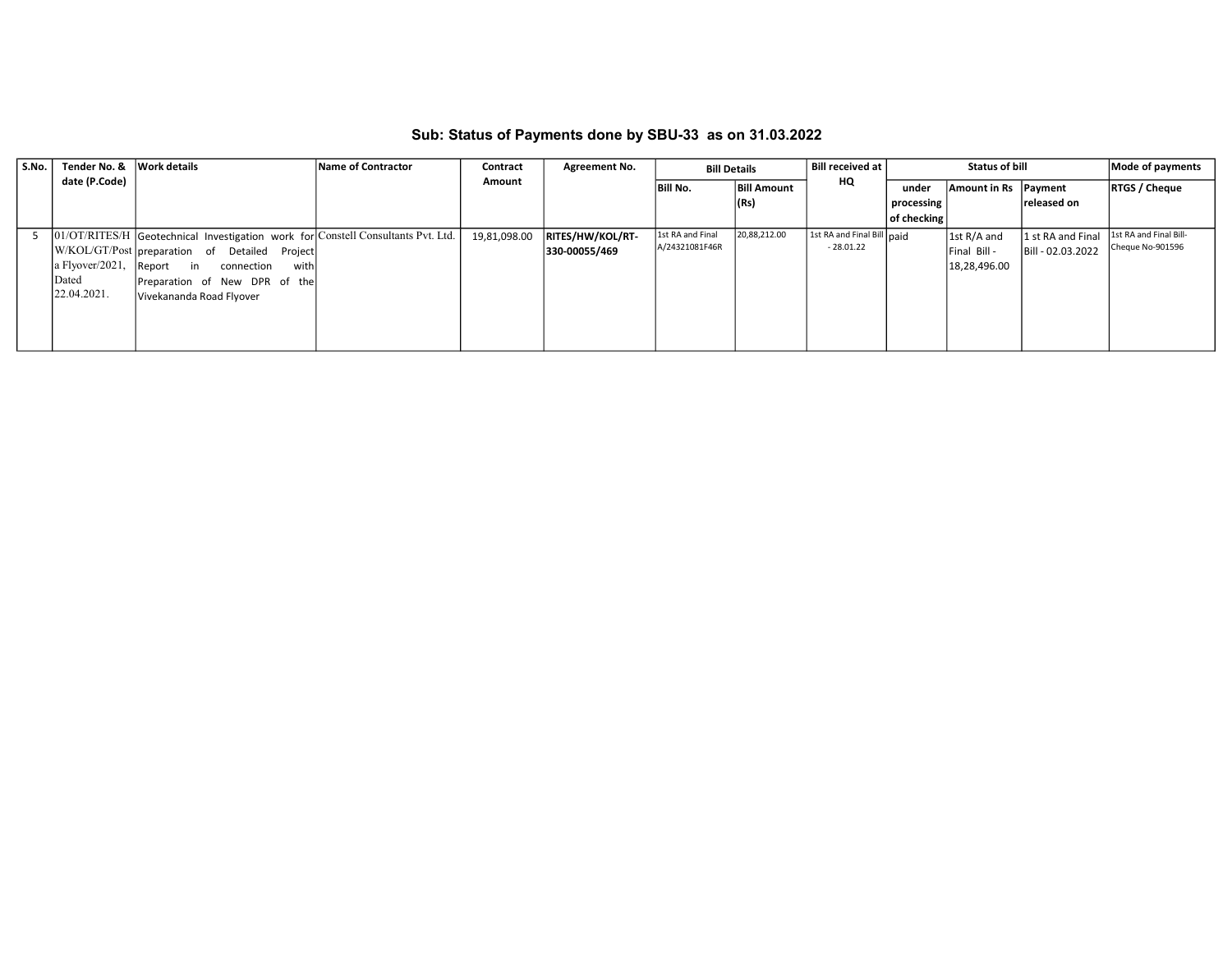## Sub: Status of Payments done by SBU-33 as on 31.03.2022

| S.No. | Tender No. & date (P.Code) | Work details | Name of Contractor | Contract Amount | Agreement No. | Bill Details | | Bill received at HQ | Status of bill | | | Mode of payments |
|---|---|---|---|---|---|---|---|---|---|---|---|---|
| | | | | | | Bill No. | Bill Amount (Rs) | | under processing of checking | Amount in Rs | Payment released on | RTGS / Cheque |
| 5 | 01/OT/RITES/HW/KOL/GT/Posta Flyover/2021, Dated 22.04.2021. | Geotechnical Investigation work for preparation of Detailed Project Report in connection with Preparation of New DPR of the Vivekananda Road Flyover | Constell Consultants Pvt. Ltd. | 19,81,098.00 | **RITES/HW/KOL/RT-330-00055/469** | 1st RA and Final A/24321081F46R | 20,88,212.00 | 1st RA and Final Bill - 28.01.22 | paid | 1st R/A and Final Bill - 18,28,496.00 | 1 st RA and Final Bill - 02.03.2022 | 1st RA and Final Bill-Cheque No-901596 |